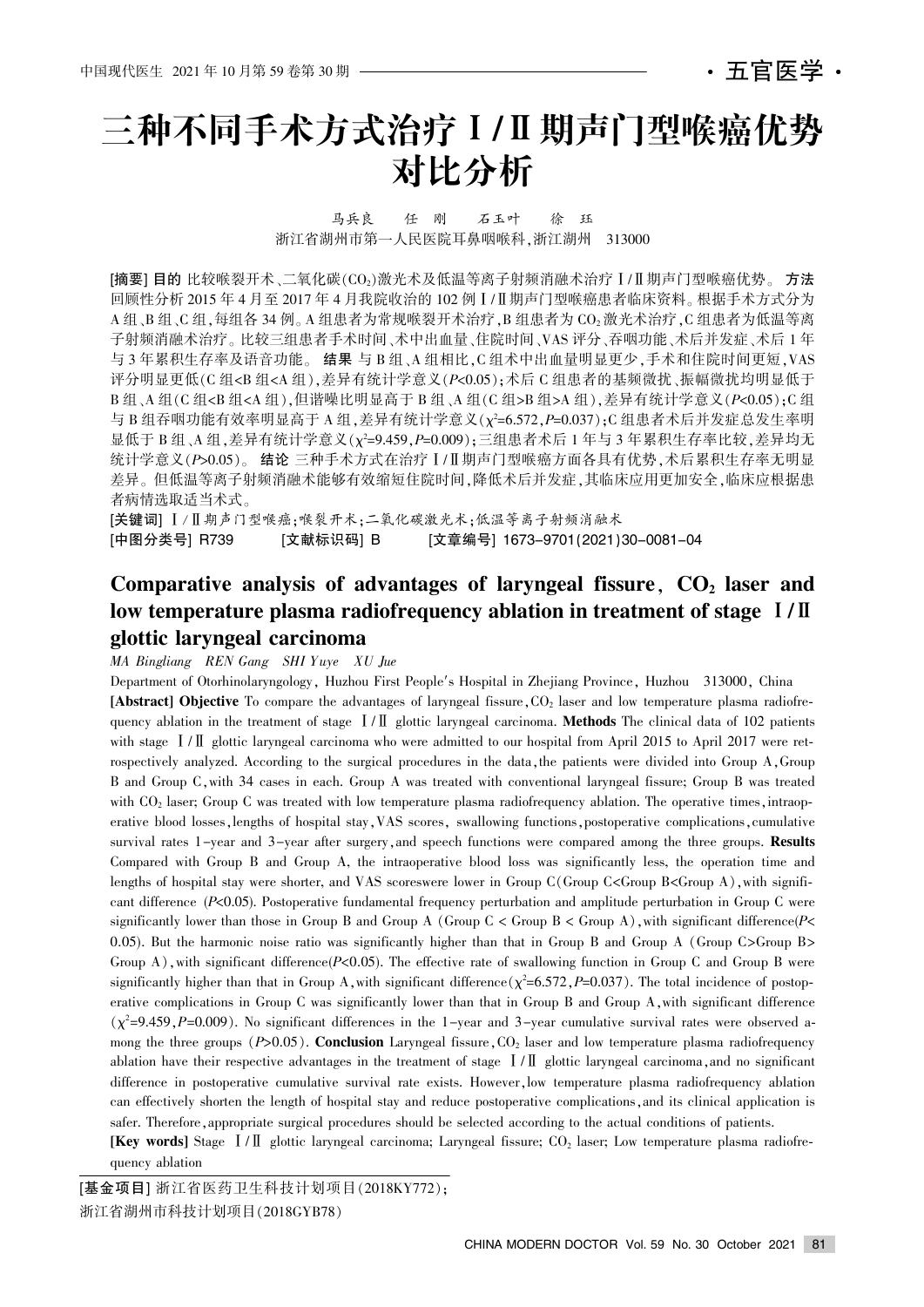·五官医学·

# 三种不同手术方式治疗Ⅰ/Ⅱ期声门型喉癌优势对比分析

马兵良　任　刚　石玉叶　徐　珏

浙江省湖州市第一人民医院耳鼻咽喉科，浙江湖州　313000

**[摘要] 目的** 比较喉裂开术、二氧化碳($CO_2$)激光术及低温等离子射频消融术治疗Ⅰ/Ⅱ期声门型喉癌优势。**方法** 回顾性分析2015年4月至2017年4月我院收治的102例Ⅰ/Ⅱ期声门型喉癌患者临床资料。根据手术方式分为A组、B组、C组，每组各34例。A组患者为常规喉裂开术治疗，B组患者为$CO_2$激光术治疗，C组患者为低温等离子射频消融术治疗。比较三组患者手术时间、术中出血量、住院时间、VAS评分、吞咽功能、术后并发症、术后1年与3年累积生存率及语音功能。**结果** 与B组、A组相比，C组术中出血量明显更少，手术和住院时间更短，VAS评分明显更低(C组<B组<A组)，差异有统计学意义($P<0.05$)；术后C组患者的基频微扰、振幅微扰均明显低于B组、A组(C组<B组<A组)，但谐噪比明显高于B组、A组(C组>B组>A组)，差异有统计学意义($P<0.05$)；C组与B组吞咽功能有效率明显高于A组，差异有统计学意义($\chi^2=6.572$，$P=0.037$)；C组患者术后并发症总发生率明显低于B组、A组，差异有统计学意义($\chi^2=9.459$，$P=0.009$)；三组患者术后1年与3年累积生存率比较，差异均无统计学意义($P>0.05$)。**结论** 三种手术方式在治疗Ⅰ/Ⅱ期声门型喉癌方面各具有优势，术后累积生存率无明显差异。但低温等离子射频消融术能够有效缩短住院时间，降低术后并发症，其临床应用更加安全，临床应根据患者病情选取适当术式。

**[关键词]** Ⅰ/Ⅱ期声门型喉癌；喉裂开术；二氧化碳激光术；低温等离子射频消融术

**[中图分类号]** R739　　**[文献标识码]** B　　**[文章编号]** 1673-9701(2021)30-0081-04

## Comparative analysis of advantages of laryngeal fissure, $CO_2$ laser and low temperature plasma radiofrequency ablation in treatment of stage Ⅰ/Ⅱ glottic laryngeal carcinoma

*MA Bingliang　REN Gang　SHI Yuye　XU Jue*

Department of Otorhinolaryngology, Huzhou First People's Hospital in Zhejiang Province, Huzhou　313000, China

**[Abstract] Objective** To compare the advantages of laryngeal fissure, $CO_2$ laser and low temperature plasma radiofrequency ablation in the treatment of stage Ⅰ/Ⅱ glottic laryngeal carcinoma. **Methods** The clinical data of 102 patients with stage Ⅰ/Ⅱ glottic laryngeal carcinoma who were admitted to our hospital from April 2015 to April 2017 were retrospectively analyzed. According to the surgical procedures in the data, the patients were divided into Group A, Group B and Group C, with 34 cases in each. Group A was treated with conventional laryngeal fissure; Group B was treated with $CO_2$ laser; Group C was treated with low temperature plasma radiofrequency ablation. The operative times, intraoperative blood losses, lengths of hospital stay, VAS scores, swallowing functions, postoperative complications, cumulative survival rates 1-year and 3-year after surgery, and speech functions were compared among the three groups. **Results** Compared with Group B and Group A, the intraoperative blood loss was significantly less, the operation time and lengths of hospital stay were shorter, and VAS scoreswere lower in Group C (Group C<Group B<Group A), with significant difference ($P<0.05$). Postoperative fundamental frequency perturbation and amplitude perturbation in Group C were significantly lower than those in Group B and Group A (Group C < Group B < Group A), with significant difference($P<0.05$). But the harmonic noise ratio was significantly higher than that in Group B and Group A (Group C>Group B>Group A), with significant difference($P<0.05$). The effective rate of swallowing function in Group C and Group B were significantly higher than that in Group A, with significant difference($\chi^2=6.572$, $P=0.037$). The total incidence of postoperative complications in Group C was significantly lower than that in Group B and Group A, with significant difference ($\chi^2=9.459$, $P=0.009$). No significant differences in the 1-year and 3-year cumulative survival rates were observed among the three groups ($P>0.05$). **Conclusion** Laryngeal fissure, $CO_2$ laser and low temperature plasma radiofrequency ablation have their respective advantages in the treatment of stage Ⅰ/Ⅱ glottic laryngeal carcinoma, and no significant difference in postoperative cumulative survival rate exists. However, low temperature plasma radiofrequency ablation can effectively shorten the length of hospital stay and reduce postoperative complications, and its clinical application is safer. Therefore, appropriate surgical procedures should be selected according to the actual conditions of patients.

**[Key words]** Stage Ⅰ/Ⅱ glottic laryngeal carcinoma; Laryngeal fissure; $CO_2$ laser; Low temperature plasma radiofrequency ablation

---

**[基金项目]** 浙江省医药卫生科技计划项目(2018KY772)；浙江省湖州市科技计划项目(2018GYB78)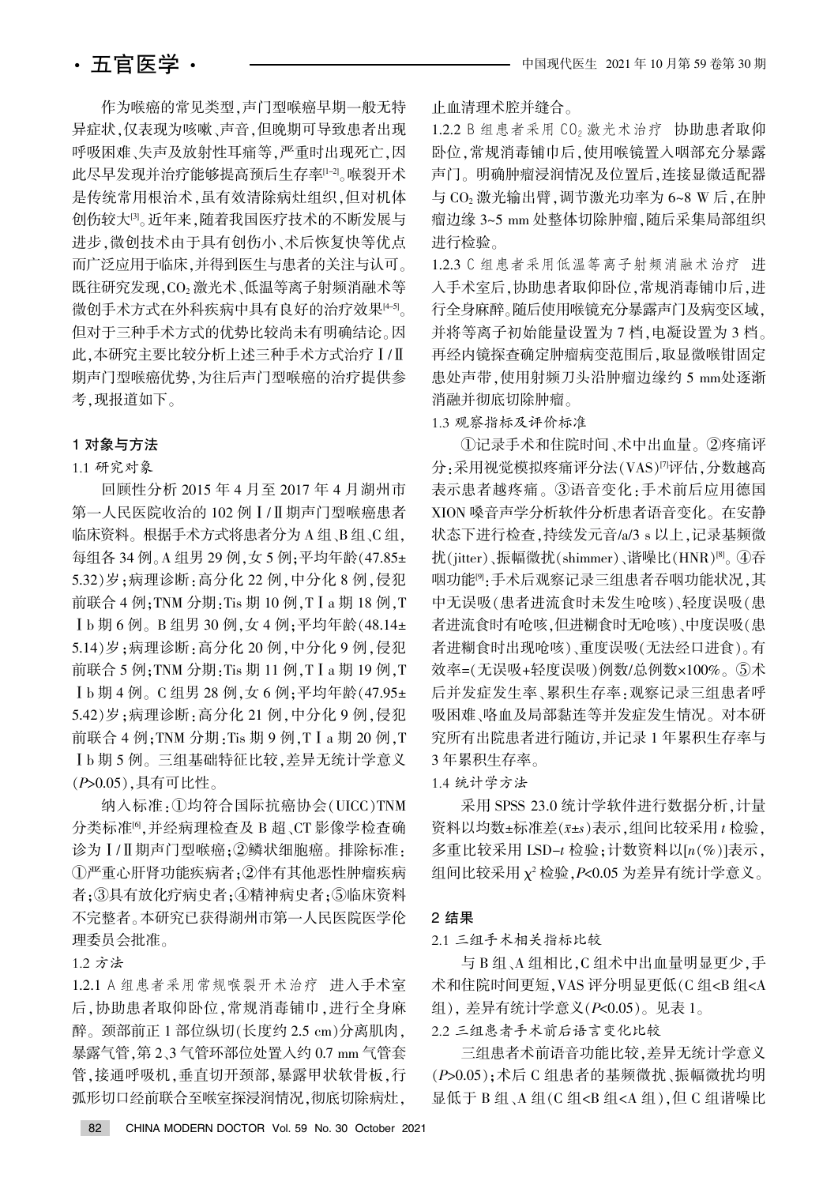作为喉癌的常见类型,声门型喉癌早期一般无特异症状,仅表现为咳嗽、声音,但晚期可导致患者出现呼吸困难、失声及放射性耳痛等,严重时出现死亡,因此尽早发现并治疗能够提高预后生存率[1-2]。喉裂开术是传统常用根治术,虽有效清除病灶组织,但对机体创伤较大[3]。近年来,随着我国医疗技术的不断发展与进步,微创技术由于具有创伤小、术后恢复快等优点而广泛应用于临床,并得到医生与患者的关注与认可。既往研究发现,$CO_2$激光术、低温等离子射频消融术等微创手术方式在外科疾病中具有良好的治疗效果[4-5]。但对于三种手术方式的优势比较尚未有明确结论。因此,本研究主要比较分析上述三种手术方式治疗Ⅰ/Ⅱ期声门型喉癌优势,为往后声门型喉癌的治疗提供参考,现报道如下。

## 1 对象与方法

### 1.1 研究对象

回顾性分析2015年4月至2017年4月湖州市第一人民医院收治的102例Ⅰ/Ⅱ期声门型喉癌患者临床资料。根据手术方式将患者分为A组、B组、C组,每组各34例。A组男29例,女5例;平均年龄(47.85±5.32)岁;病理诊断:高分化22例,中分化8例,侵犯前联合4例;TNM分期:Tis期10例,TⅠa期18例,TⅠb期6例。B组男30例,女4例;平均年龄(48.14±5.14)岁;病理诊断:高分化20例,中分化9例,侵犯前联合5例;TNM分期:Tis期11例,TⅠa期19例,TⅠb期4例。C组男28例,女6例;平均年龄(47.95±5.42)岁;病理诊断:高分化21例,中分化9例,侵犯前联合4例;TNM分期:Tis期9例,TⅠa期20例,TⅠb期5例。三组基础特征比较,差异无统计学意义($P>0.05$),具有可比性。

纳入标准:①均符合国际抗癌协会(UICC)TNM分类标准[6],并经病理检查及B超、CT影像学检查确诊为Ⅰ/Ⅱ期声门型喉癌;②鳞状细胞癌。排除标准:①严重心肝肾功能疾病者;②伴有其他恶性肿瘤疾病者;③具有放化疗病史者;④精神病史者;⑤临床资料不完整者。本研究已获得湖州市第一人民医院医学伦理委员会批准。

### 1.2 方法

1.2.1 A组患者采用常规喉裂开术治疗　进入手术室后,协助患者取仰卧位,常规消毒铺巾,进行全身麻醉。颈部前正1部位纵切(长度约2.5 cm)分离肌肉,暴露气管,第2、3气管环部位处置入约0.7 mm气管套管,接通呼吸机,垂直切开颈部,暴露甲状软骨板,行弧形切口经前联合至喉室探浸润情况,彻底切除病灶,止血清理术腔并缝合。

1.2.2 B组患者采用$CO_2$激光术治疗　协助患者取仰卧位,常规消毒铺巾后,使用喉镜置入咽部充分暴露声门。明确肿瘤浸润情况及位置后,连接显微适配器与$CO_2$激光输出臂,调节激光功率为6~8 W后,在肿瘤边缘3~5 mm处整体切除肿瘤,随后采集局部组织进行检验。

1.2.3 C组患者采用低温等离子射频消融术治疗　进入手术室后,协助患者取仰卧位,常规消毒铺巾后,进行全身麻醉。随后使用喉镜充分暴露声门及病变区域,并将等离子初始能量设置为7档,电凝设置为3档。再经内镜探查确定肿瘤病变范围后,取显微喉钳固定患处声带,使用射频刀头沿肿瘤边缘约5 mm处逐渐消融并彻底切除肿瘤。

### 1.3 观察指标及评价标准

①记录手术和住院时间、术中出血量。②疼痛评分:采用视觉模拟疼痛评分法(VAS)[7]评估,分数越高表示患者越疼痛。③语音变化:手术前后应用德国XION嗓音声学分析软件分析患者语音变化。在安静状态下进行检查,持续发元音/a/3 s以上,记录基频微扰(jitter)、振幅微扰(shimmer)、谐噪比(HNR)[8]。④吞咽功能[9]:手术后观察记录三组患者吞咽功能状况,其中无误吸(患者进流食时未发生呛咳)、轻度误吸(患者进流食时有呛咳,但进糊食时无呛咳)、中度误吸(患者进糊食时出现呛咳)、重度误吸(无法经口进食)。有效率=(无误吸+轻度误吸)例数/总例数×100%。⑤术后并发症发生率、累积生存率:观察记录三组患者呼吸困难、咯血及局部黏连等并发症发生情况。对本研究所有出院患者进行随访,并记录1年累积生存率与3年累积生存率。

### 1.4 统计学方法

采用SPSS 23.0统计学软件进行数据分析,计量资料以均数±标准差($\bar{x}\pm s$)表示,组间比较采用$t$检验,多重比较采用LSD-$t$检验;计数资料以[$n$(%)]表示,组间比较采用$\chi^2$检验,$P<0.05$为差异有统计学意义。

## 2 结果

### 2.1 三组手术相关指标比较

与B组、A组相比,C组术中出血量明显更少,手术和住院时间更短,VAS评分明显更低(C组<B组<A组),差异有统计学意义($P<0.05$)。见表1。

### 2.2 三组患者手术前后语言变化比较

三组患者术前语音功能比较,差异无统计学意义($P>0.05$);术后C组患者的基频微扰、振幅微扰均明显低于B组、A组(C组<B组<A组),但C组谐噪比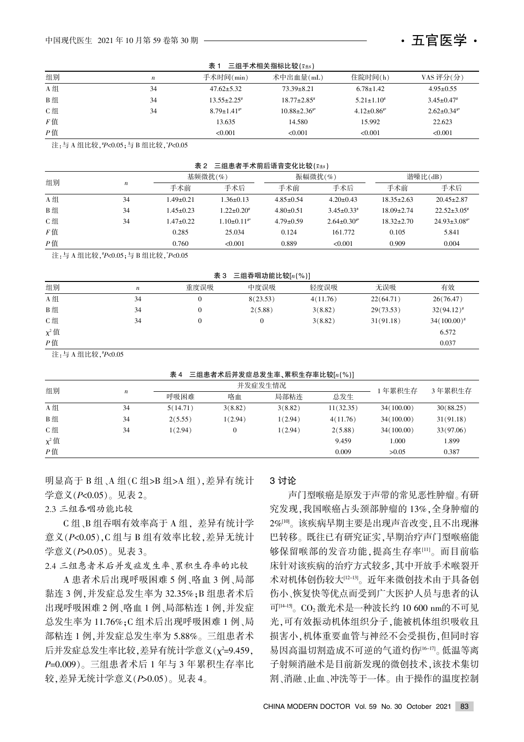表 1 三组手术相关指标比较($\bar{x}\pm s$)

| 组别 | $n$ | 手术时间(min) | 术中出血量(mL) | 住院时间(h) | VAS 评分(分) |
|---|---|---|---|---|---|
| A 组 | 34 | 47.62±5.32 | 73.39±8.21 | 6.78±1.42 | 4.95±0.55 |
| B 组 | 34 | 13.55±2.25# | 18.77±2.85# | 5.21±1.10# | 3.45±0.47# |
| C 组 | 34 | 8.79±1.41#* | 10.88±2.36#* | 4.12±0.86#* | 2.62±0.34#* |
| $F$ 值 | | 13.635 | 14.580 | 15.992 | 22.623 |
| $P$ 值 | | <0.001 | <0.001 | <0.001 | <0.001 |

注:与 A 组比较,#$P$<0.05;与 B 组比较,*$P$<0.05

表 2 三组患者手术前后语音变化比较($\bar{x}\pm s$)

| 组别 | $n$ | 基频微扰(%) | | 振幅微扰(%) | | 谐噪比(dB) | |
|---|---|---|---|---|---|---|---|
| | | 手术前 | 手术后 | 手术前 | 手术后 | 手术前 | 手术后 |
| A 组 | 34 | 1.49±0.21 | 1.36±0.13 | 4.85±0.54 | 4.20±0.43 | 18.35±2.63 | 20.45±2.87 |
| B 组 | 34 | 1.45±0.23 | 1.22±0.20# | 4.80±0.51 | 3.45±0.33# | 18.09±2.74 | 22.52±3.05# |
| C 组 | 34 | 1.47±0.22 | 1.10±0.11#* | 4.79±0.59 | 2.64±0.30#* | 18.32±2.70 | 24.93±3.08#* |
| $F$ 值 | | 0.285 | 25.034 | 0.124 | 161.772 | 0.105 | 5.841 |
| $P$ 值 | | 0.760 | <0.001 | 0.889 | <0.001 | 0.909 | 0.004 |

注:与 A 组比较,#$P$<0.05;与 B 组比较,*$P$<0.05

表 3 三组吞咽功能比较[$n$(%)]

| 组别 | $n$ | 重度误吸 | 中度误吸 | 轻度误吸 | 无误吸 | 有效 |
|---|---|---|---|---|---|---|
| A 组 | 34 | 0 | 8(23.53) | 4(11.76) | 22(64.71) | 26(76.47) |
| B 组 | 34 | 0 | 2(5.88) | 3(8.82) | 29(73.53) | 32(94.12)# |
| C 组 | 34 | 0 | 0 | 3(8.82) | 31(91.18) | 34(100.00)# |
| $\chi^2$ 值 | | | | | | 6.572 |
| $P$ 值 | | | | | | 0.037 |

注:与 A 组比较,#$P$<0.05

表 4 三组患者术后并发症总发生率、累积生存率比较[$n$(%)]

| 组别 | $n$ | 并发症发生情况 | | | | 1 年累积生存 | 3 年累积生存 |
|---|---|---|---|---|---|---|---|
| | | 呼吸困难 | 咯血 | 局部粘连 | 总发生 | | |
| A 组 | 34 | 5(14.71) | 3(8.82) | 3(8.82) | 11(32.35) | 34(100.00) | 30(88.25) |
| B 组 | 34 | 2(5.55) | 1(2.94) | 1(2.94) | 4(11.76) | 34(100.00) | 31(91.18) |
| C 组 | 34 | 1(2.94) | 0 | 1(2.94) | 2(5.88) | 34(100.00) | 33(97.06) |
| $\chi^2$ 值 | | | | | 9.459 | 1.000 | 1.899 |
| $P$ 值 | | | | | 0.009 | >0.05 | 0.387 |

明显高于 B 组、A 组(C 组>B 组>A 组),差异有统计学意义($P$<0.05)。见表 2。

### 2.3 三组吞咽功能比较

C 组、B 组吞咽有效率高于 A 组,差异有统计学意义($P$<0.05),C 组与 B 组有效率比较,差异无统计学意义($P$>0.05)。见表 3。

### 2.4 三组患者术后并发症发生率、累积生存率的比较

A 患者术后出现呼吸困难 5 例、咯血 3 例、局部黏连 3 例,并发症总发生率为 32.35%;B 组患者术后出现呼吸困难 2 例、咯血 1 例、局部粘连 1 例,并发症总发生率为 11.76%;C 组术后出现呼吸困难 1 例、局部粘连 1 例,并发症总发生率为 5.88%。三组患者术后并发症总发生率比较,差异有统计学意义($\chi^2$=9.459, $P$=0.009)。三组患者术后 1 年与 3 年累积生存率比较,差异无统计学意义($P$>0.05)。见表 4。

## 3 讨论

声门型喉癌是原发于声带的常见恶性肿瘤。有研究发现,我国喉癌占头颈部肿瘤的 13%,全身肿瘤的 2%[10]。该疾病早期主要是出现声音改变,且不出现淋巴转移。既往已有研究证实,早期治疗声门型喉癌能够保留喉部的发音功能,提高生存率[11]。而目前临床针对该疾病的治疗方式较多,其中开放手术喉裂开术对机体创伤较大[12-13]。近年来微创技术由于具备创伤小、恢复快等优点而受到广大医护人员与患者的认可[14-15]。$CO_2$ 激光术是一种波长约 10 600 nm的不可见光,可有效振动机体组织分子,能被机体组织吸收且损害小,机体重要血管与神经不会受损伤,但同时容易因高温切割造成不可逆的气道灼伤[16-17]。低温等离子射频消融术是目前新发现的微创技术,该技术集切割、消融、止血、冲洗等于一体。由于操作的温度控制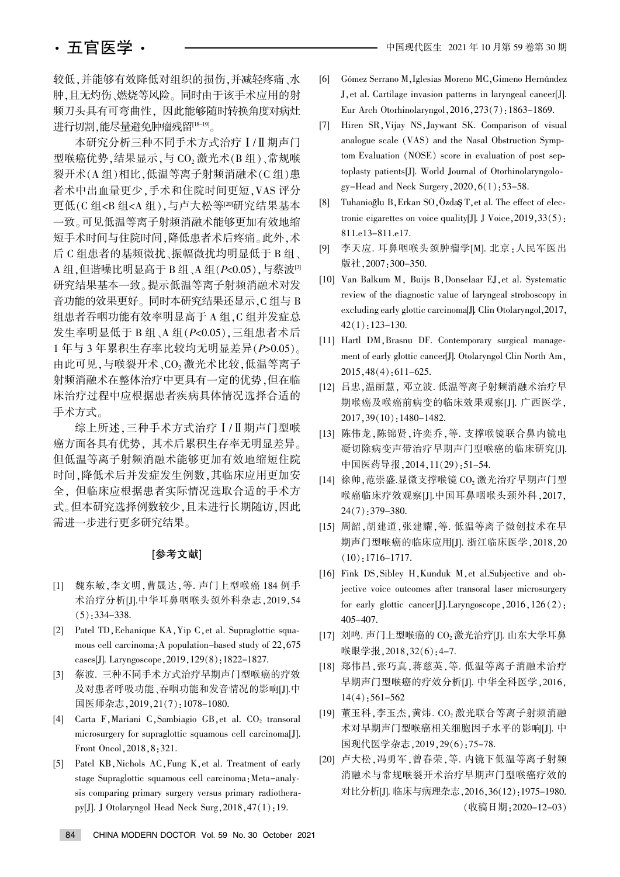较低，并能够有效降低对组织的损伤，并减轻疼痛、水肿，且无灼伤、燃烧等风险。同时由于该手术应用的射频刀头具有可弯曲性，因此能够随时转换角度对病灶进行切割，能尽量避免肿瘤残留[18-19]。

本研究分析三种不同手术方式治疗Ⅰ/Ⅱ期声门型喉癌优势，结果显示，与 $CO_2$ 激光术(B 组)、常规喉裂开术(A 组)相比，低温等离子射频消融术(C 组)患者术中出血量更少，手术和住院时间更短，VAS 评分更低(C 组<B 组<A 组)，与卢大松等[20]研究结果基本一致。可见低温等离子射频消融术能够更加有效地缩短手术时间与住院时间，降低患者术后疼痛。此外，术后 C 组患者的基频微扰、振幅微扰均明显低于 B 组、A 组，但谐噪比明显高于 B 组、A 组($P<0.05$)，与蔡波[3]研究结果基本一致。提示低温等离子射频消融术对发音功能的效果更好。同时本研究结果还显示，C 组与 B 组患者吞咽功能有效率明显高于 A 组，C 组并发症总发生率明显低于 B 组、A 组($P<0.05$)，三组患者术后 1 年与 3 年累积生存率比较均无明显差异($P>0.05$)。由此可见，与喉裂开术、$CO_2$ 激光术比较，低温等离子射频消融术在整体治疗中更具有一定的优势，但在临床治疗过程中应根据患者疾病具体情况选择合适的手术方式。

综上所述，三种手术方式治疗Ⅰ/Ⅱ期声门型喉癌方面各具有优势，其术后累积生存率无明显差异。但低温等离子射频消融术能够更加有效地缩短住院时间，降低术后并发症发生例数，其临床应用更加安全，但临床应根据患者实际情况选取合适的手术方式。但本研究选择例数较少，且未进行长期随访，因此需进一步进行更多研究结果。

## [参考文献]

[1] 魏东敏，李文明，曹晟达，等. 声门上型喉癌 184 例手术治疗分析[J].中华耳鼻咽喉头颈外科杂志，2019，54(5)：334–338.

[2] Patel TD，Echanique KA，Yip C，et al. Supraglottic squamous cell carcinoma：A population–based study of 22，675 cases[J]. Laryngoscope，2019，129(8)：1822–1827.

[3] 蔡波. 三种不同手术方式治疗早期声门型喉癌的疗效及对患者呼吸功能、吞咽功能和发音情况的影响[J].中国医师杂志，2019，21(7)：1078–1080.

[4] Carta F，Mariani C，Sambiagio GB，et al. $CO_2$ transoral microsurgery for supraglottic squamous cell carcinoma[J]. Front Oncol，2018，8：321.

[5] Patel KB，Nichols AC，Fung K，et al. Treatment of early stage Supraglottic squamous cell carcinoma：Meta–analysis comparing primary surgery versus primary radiotherapy[J]. J Otolaryngol Head Neck Surg，2018，47(1)：19.

[6] Gómez Serrano M，Iglesias Moreno MC，Gimeno Hernández J，et al. Cartilage invasion patterns in laryngeal cancer[J]. Eur Arch Otorhinolaryngol，2016，273(7)：1863–1869.

[7] Hiren SR，Vijay NS，Jaywant SK. Comparison of visual analogue scale (VAS) and the Nasal Obstruction Symptom Evaluation (NOSE) score in evaluation of post septoplasty patients[J]. World Journal of Otorhinolaryngology–Head and Neck Surgery，2020，6(1)：53–58.

[8] Tuhanioğlu B，Erkan SO，Özdaş T，et al. The effect of electronic cigarettes on voice quality[J]. J Voice，2019，33(5)：811.e13–811.e17.

[9] 李天应. 耳鼻咽喉头颈肿瘤学[M]. 北京：人民军医出版社，2007：300–350.

[10] Van Balkum M，Buijs B，Donselaar EJ，et al. Systematic review of the diagnostic value of laryngeal stroboscopy in excluding early glottic carcinoma[J]. Clin Otolaryngol，2017，42(1)：123–130.

[11] Hartl DM，Brasnu DF. Contemporary surgical management of early glottic cancer[J]. Otolaryngol Clin North Am，2015，48(4)：611–625.

[12] 吕忠，温丽慧，邓立波. 低温等离子射频消融术治疗早期喉癌及喉癌前病变的临床效果观察[J]. 广西医学，2017，39(10)：1480–1482.

[13] 陈伟龙，陈锦贤，许奕乔，等. 支撑喉镜联合鼻内镜电凝切除病变声带治疗早期声门型喉癌的临床研究[J]. 中国医药导报，2014，11(29)：51–54.

[14] 徐帅，范崇盛.显微支撑喉镜 $CO_2$ 激光治疗早期声门型喉癌临床疗效观察[J].中国耳鼻咽喉头颈外科，2017，24(7)：379–380.

[15] 周韶，胡建道，张建耀，等. 低温等离子微创技术在早期声门型喉癌的临床应用[J]. 浙江临床医学，2018，20(10)：1716–1717.

[16] Fink DS，Sibley H，Kunduk M，et al.Subjective and objective voice outcomes after transoral laser microsurgery for early glottic cancer[J].Laryngoscope，2016，126(2)：405–407.

[17] 刘鸣. 声门上型喉癌的 $CO_2$ 激光治疗[J]. 山东大学耳鼻喉眼学报，2018，32(6)：4–7.

[18] 郑伟昌，张巧真，蒋慈英，等. 低温等离子消融术治疗早期声门型喉癌的疗效分析[J]. 中华全科医学，2016，14(4)：561–562

[19] 董玉科，李玉杰，黄炜. $CO_2$ 激光联合等离子射频消融术对早期声门型喉癌相关细胞因子水平的影响[J]. 中国现代医学杂志，2019，29(6)：75–78.

[20] 卢大松，冯勇军，曾春荣，等. 内镜下低温等离子射频消融术与常规喉裂开术治疗早期声门型喉癌疗效的对比分析[J]. 临床与病理杂志，2016，36(12)：1975–1980.

(收稿日期：2020–12–03)